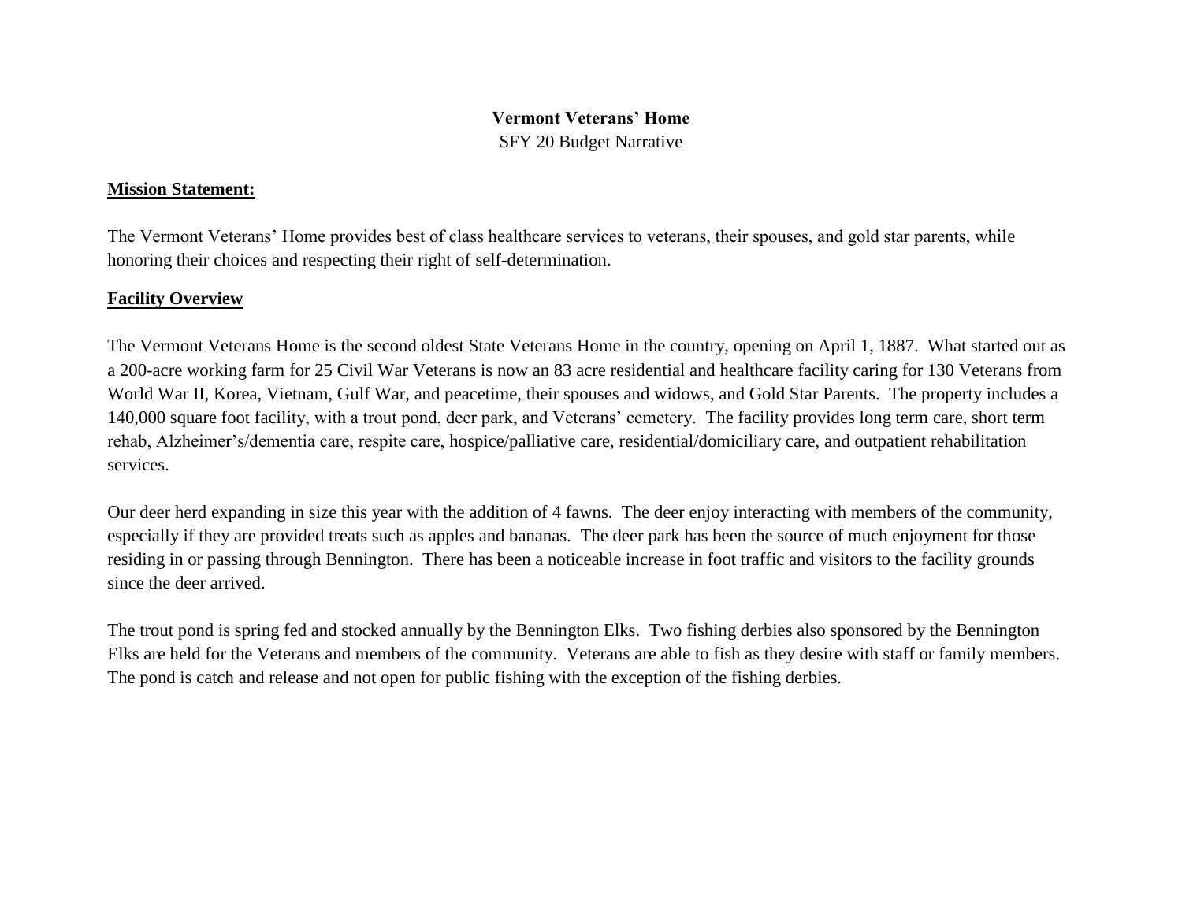# Vermont Veterans' Home

SFY 20 Budget Narrative

## Mission Statement:

The Vermont Veterans' Home provides best of class healthcare services to veterans, their spouses, and gold star parents, while honoring their choices and respecting their right of self-determination.

## Facility Overview

The Vermont Veterans Home is the second oldest State Veterans Home in the country, opening on April 1, 1887. What started out as a 200-acre working farm for 25 Civil War Veterans is now an 83 acre residential and healthcare facility caring for 130 Veterans from World War II, Korea, Vietnam, Gulf War, and peacetime, their spouses and widows, and Gold Star Parents. The property includes a 140,000 square foot facility, with a trout pond, deer park, and Veterans' cemetery. The facility provides long term care, short term rehab, Alzheimer's/dementia care, respite care, hospice/palliative care, residential/domiciliary care, and outpatient rehabilitation services.

Our deer herd expanding in size this year with the addition of 4 fawns. The deer enjoy interacting with members of the community, especially if they are provided treats such as apples and bananas. The deer park has been the source of much enjoyment for those residing in or passing through Bennington. There has been a noticeable increase in foot traffic and visitors to the facility grounds since the deer arrived.

The trout pond is spring fed and stocked annually by the Bennington Elks. Two fishing derbies also sponsored by the Bennington Elks are held for the Veterans and members of the community. Veterans are able to fish as they desire with staff or family members. The pond is catch and release and not open for public fishing with the exception of the fishing derbies.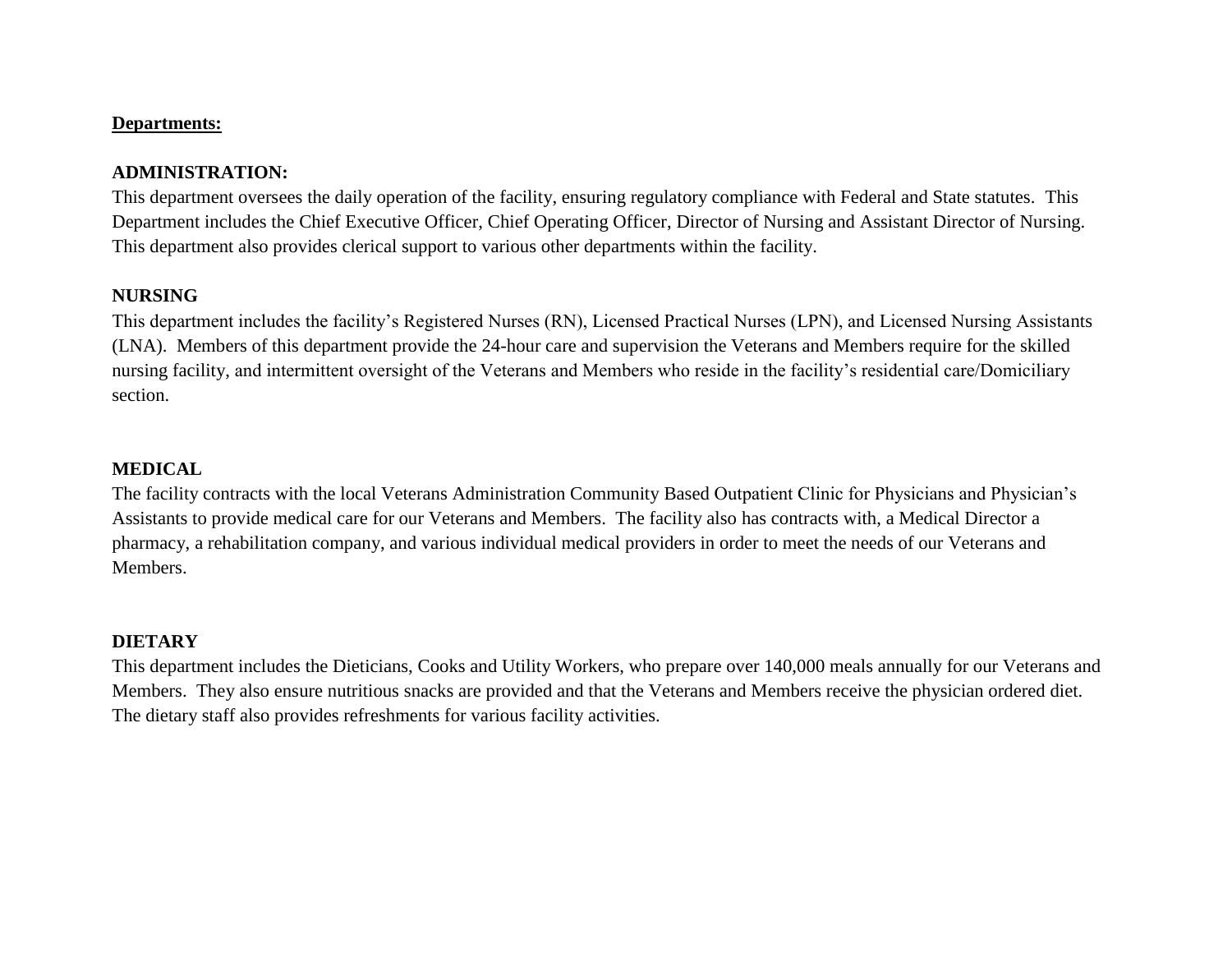**<u>Departments:</u>**

**ADMINISTRATION:**

This department oversees the daily operation of the facility, ensuring regulatory compliance with Federal and State statutes. This Department includes the Chief Executive Officer, Chief Operating Officer, Director of Nursing and Assistant Director of Nursing. This department also provides clerical support to various other departments within the facility.

**NURSING**

This department includes the facility's Registered Nurses (RN), Licensed Practical Nurses (LPN), and Licensed Nursing Assistants (LNA). Members of this department provide the 24-hour care and supervision the Veterans and Members require for the skilled nursing facility, and intermittent oversight of the Veterans and Members who reside in the facility's residential care/Domiciliary section.

**MEDICAL**

The facility contracts with the local Veterans Administration Community Based Outpatient Clinic for Physicians and Physician's Assistants to provide medical care for our Veterans and Members. The facility also has contracts with, a Medical Director a pharmacy, a rehabilitation company, and various individual medical providers in order to meet the needs of our Veterans and Members.

**DIETARY**

This department includes the Dieticians, Cooks and Utility Workers, who prepare over 140,000 meals annually for our Veterans and Members. They also ensure nutritious snacks are provided and that the Veterans and Members receive the physician ordered diet. The dietary staff also provides refreshments for various facility activities.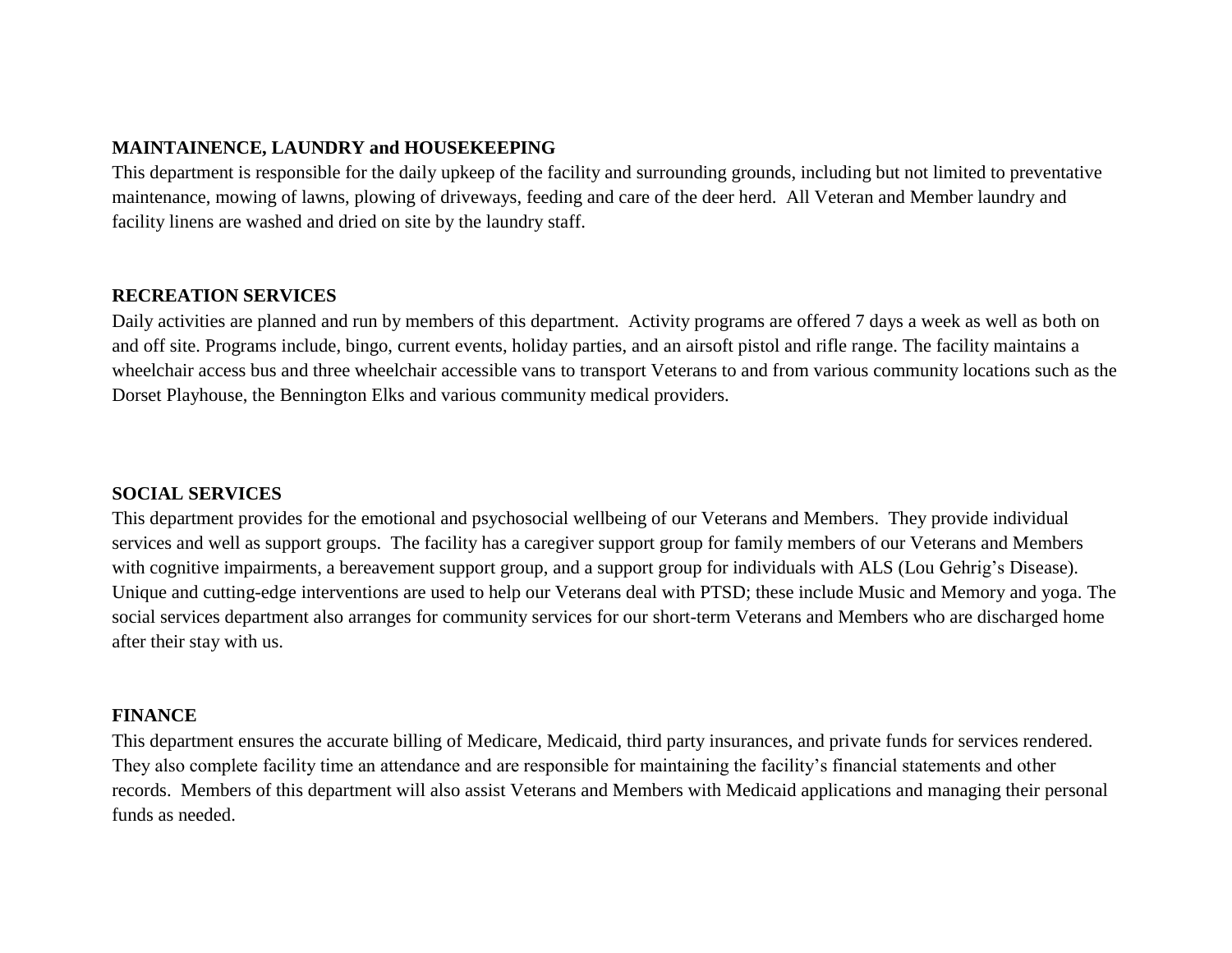**MAINTAINENCE, LAUNDRY and HOUSEKEEPING**

This department is responsible for the daily upkeep of the facility and surrounding grounds, including but not limited to preventative maintenance, mowing of lawns, plowing of driveways, feeding and care of the deer herd. All Veteran and Member laundry and facility linens are washed and dried on site by the laundry staff.

**RECREATION SERVICES**

Daily activities are planned and run by members of this department. Activity programs are offered 7 days a week as well as both on and off site. Programs include, bingo, current events, holiday parties, and an airsoft pistol and rifle range. The facility maintains a wheelchair access bus and three wheelchair accessible vans to transport Veterans to and from various community locations such as the Dorset Playhouse, the Bennington Elks and various community medical providers.

**SOCIAL SERVICES**

This department provides for the emotional and psychosocial wellbeing of our Veterans and Members. They provide individual services and well as support groups. The facility has a caregiver support group for family members of our Veterans and Members with cognitive impairments, a bereavement support group, and a support group for individuals with ALS (Lou Gehrig's Disease). Unique and cutting-edge interventions are used to help our Veterans deal with PTSD; these include Music and Memory and yoga. The social services department also arranges for community services for our short-term Veterans and Members who are discharged home after their stay with us.

**FINANCE**

This department ensures the accurate billing of Medicare, Medicaid, third party insurances, and private funds for services rendered. They also complete facility time an attendance and are responsible for maintaining the facility's financial statements and other records. Members of this department will also assist Veterans and Members with Medicaid applications and managing their personal funds as needed.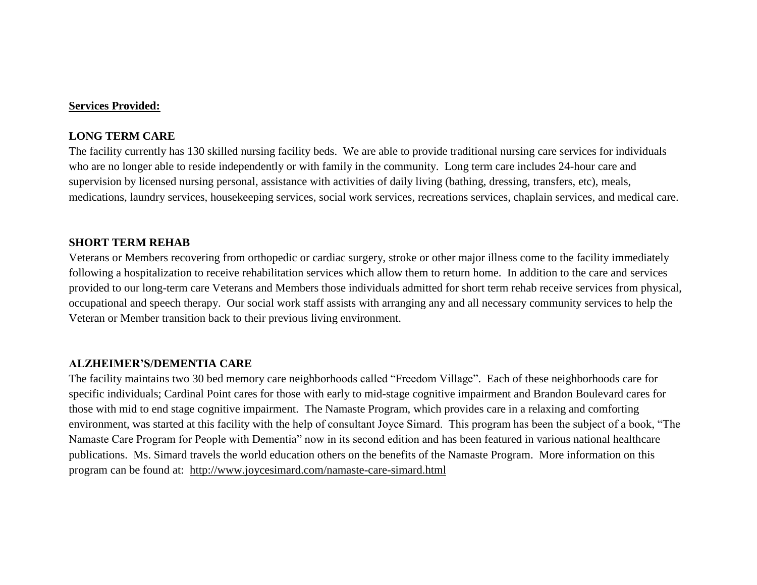**Services Provided:**

**LONG TERM CARE**

The facility currently has 130 skilled nursing facility beds. We are able to provide traditional nursing care services for individuals who are no longer able to reside independently or with family in the community. Long term care includes 24-hour care and supervision by licensed nursing personal, assistance with activities of daily living (bathing, dressing, transfers, etc), meals, medications, laundry services, housekeeping services, social work services, recreations services, chaplain services, and medical care.

**SHORT TERM REHAB**

Veterans or Members recovering from orthopedic or cardiac surgery, stroke or other major illness come to the facility immediately following a hospitalization to receive rehabilitation services which allow them to return home. In addition to the care and services provided to our long-term care Veterans and Members those individuals admitted for short term rehab receive services from physical, occupational and speech therapy. Our social work staff assists with arranging any and all necessary community services to help the Veteran or Member transition back to their previous living environment.

**ALZHEIMER'S/DEMENTIA CARE**

The facility maintains two 30 bed memory care neighborhoods called "Freedom Village". Each of these neighborhoods care for specific individuals; Cardinal Point cares for those with early to mid-stage cognitive impairment and Brandon Boulevard cares for those with mid to end stage cognitive impairment. The Namaste Program, which provides care in a relaxing and comforting environment, was started at this facility with the help of consultant Joyce Simard. This program has been the subject of a book, "The Namaste Care Program for People with Dementia" now in its second edition and has been featured in various national healthcare publications. Ms. Simard travels the world education others on the benefits of the Namaste Program. More information on this program can be found at: http://www.joycesimard.com/namaste-care-simard.html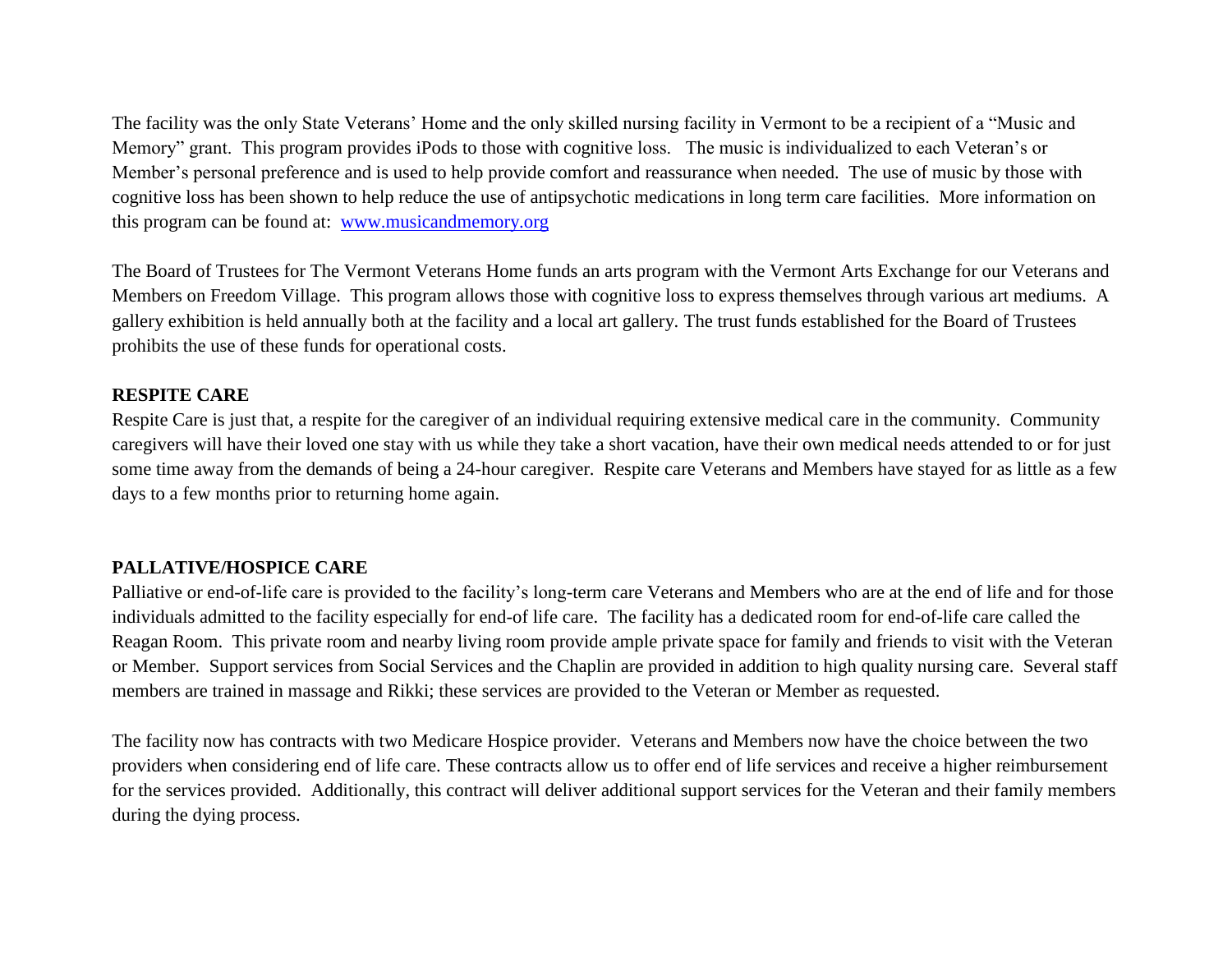The facility was the only State Veterans' Home and the only skilled nursing facility in Vermont to be a recipient of a "Music and Memory" grant. This program provides iPods to those with cognitive loss. The music is individualized to each Veteran's or Member's personal preference and is used to help provide comfort and reassurance when needed. The use of music by those with cognitive loss has been shown to help reduce the use of antipsychotic medications in long term care facilities. More information on this program can be found at: [www.musicandmemory.org](http://www.musicandmemory.org)

The Board of Trustees for The Vermont Veterans Home funds an arts program with the Vermont Arts Exchange for our Veterans and Members on Freedom Village. This program allows those with cognitive loss to express themselves through various art mediums. A gallery exhibition is held annually both at the facility and a local art gallery. The trust funds established for the Board of Trustees prohibits the use of these funds for operational costs.

**RESPITE CARE**

Respite Care is just that, a respite for the caregiver of an individual requiring extensive medical care in the community. Community caregivers will have their loved one stay with us while they take a short vacation, have their own medical needs attended to or for just some time away from the demands of being a 24-hour caregiver. Respite care Veterans and Members have stayed for as little as a few days to a few months prior to returning home again.

**PALLATIVE/HOSPICE CARE**

Palliative or end-of-life care is provided to the facility's long-term care Veterans and Members who are at the end of life and for those individuals admitted to the facility especially for end-of life care. The facility has a dedicated room for end-of-life care called the Reagan Room. This private room and nearby living room provide ample private space for family and friends to visit with the Veteran or Member. Support services from Social Services and the Chaplin are provided in addition to high quality nursing care. Several staff members are trained in massage and Rikki; these services are provided to the Veteran or Member as requested.

The facility now has contracts with two Medicare Hospice provider. Veterans and Members now have the choice between the two providers when considering end of life care. These contracts allow us to offer end of life services and receive a higher reimbursement for the services provided. Additionally, this contract will deliver additional support services for the Veteran and their family members during the dying process.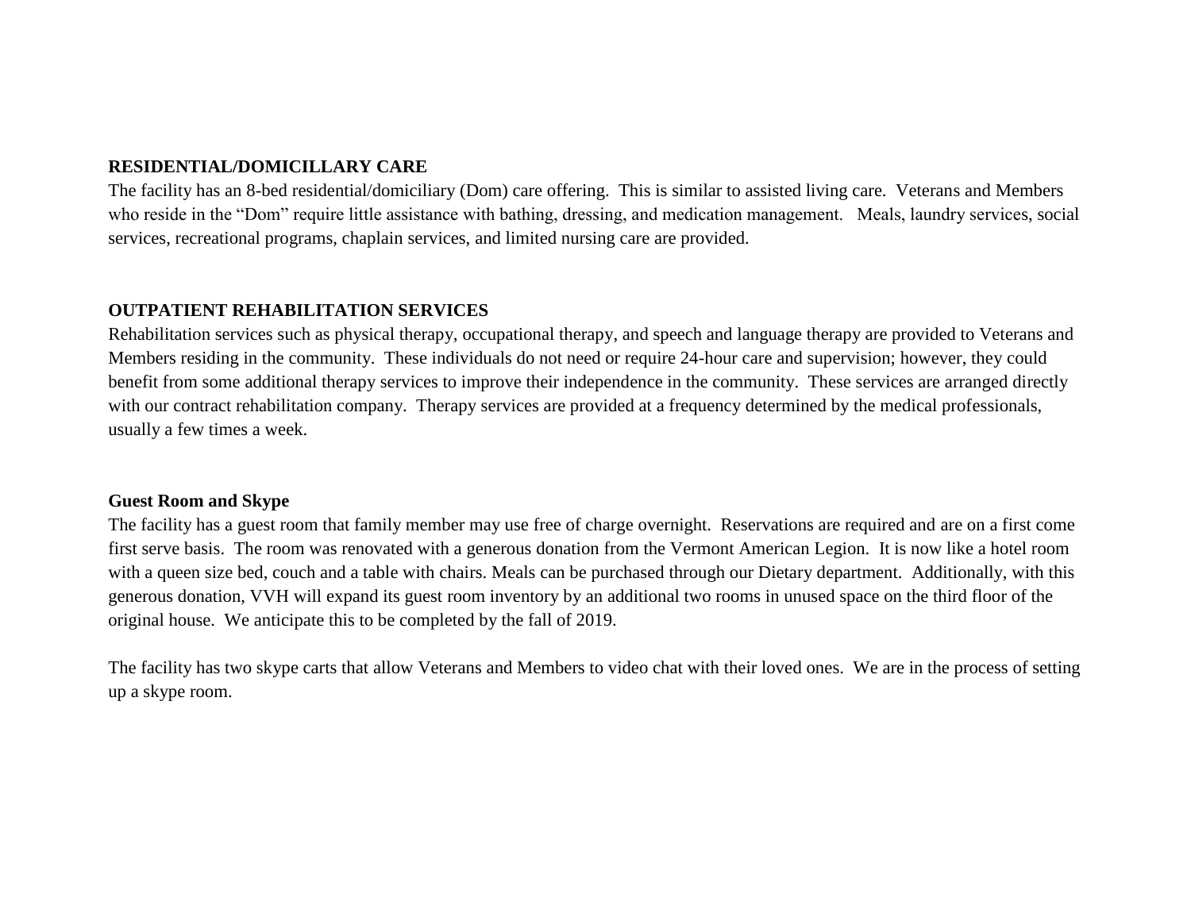**RESIDENTIAL/DOMICILLARY CARE**

The facility has an 8-bed residential/domiciliary (Dom) care offering. This is similar to assisted living care. Veterans and Members who reside in the "Dom" require little assistance with bathing, dressing, and medication management. Meals, laundry services, social services, recreational programs, chaplain services, and limited nursing care are provided.

**OUTPATIENT REHABILITATION SERVICES**

Rehabilitation services such as physical therapy, occupational therapy, and speech and language therapy are provided to Veterans and Members residing in the community. These individuals do not need or require 24-hour care and supervision; however, they could benefit from some additional therapy services to improve their independence in the community. These services are arranged directly with our contract rehabilitation company. Therapy services are provided at a frequency determined by the medical professionals, usually a few times a week.

**Guest Room and Skype**

The facility has a guest room that family member may use free of charge overnight. Reservations are required and are on a first come first serve basis. The room was renovated with a generous donation from the Vermont American Legion. It is now like a hotel room with a queen size bed, couch and a table with chairs. Meals can be purchased through our Dietary department. Additionally, with this generous donation, VVH will expand its guest room inventory by an additional two rooms in unused space on the third floor of the original house. We anticipate this to be completed by the fall of 2019.

The facility has two skype carts that allow Veterans and Members to video chat with their loved ones. We are in the process of setting up a skype room.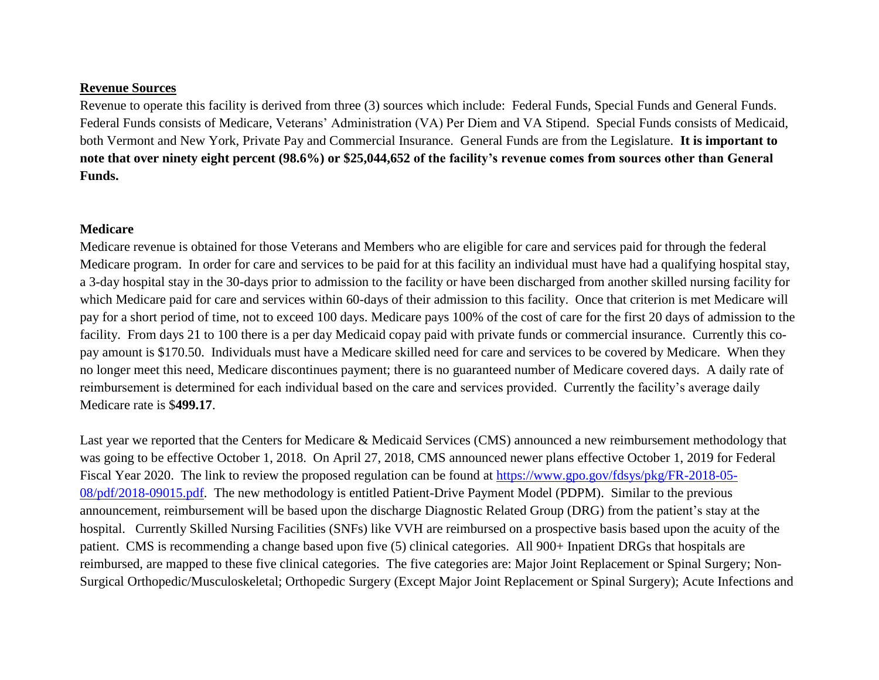**Revenue Sources**

Revenue to operate this facility is derived from three (3) sources which include: Federal Funds, Special Funds and General Funds. Federal Funds consists of Medicare, Veterans' Administration (VA) Per Diem and VA Stipend. Special Funds consists of Medicaid, both Vermont and New York, Private Pay and Commercial Insurance. General Funds are from the Legislature. **It is important to note that over ninety eight percent (98.6%) or $25,044,652 of the facility's revenue comes from sources other than General Funds.**

**Medicare**

Medicare revenue is obtained for those Veterans and Members who are eligible for care and services paid for through the federal Medicare program. In order for care and services to be paid for at this facility an individual must have had a qualifying hospital stay, a 3-day hospital stay in the 30-days prior to admission to the facility or have been discharged from another skilled nursing facility for which Medicare paid for care and services within 60-days of their admission to this facility. Once that criterion is met Medicare will pay for a short period of time, not to exceed 100 days. Medicare pays 100% of the cost of care for the first 20 days of admission to the facility. From days 21 to 100 there is a per day Medicaid copay paid with private funds or commercial insurance. Currently this co-pay amount is $170.50. Individuals must have a Medicare skilled need for care and services to be covered by Medicare. When they no longer meet this need, Medicare discontinues payment; there is no guaranteed number of Medicare covered days. A daily rate of reimbursement is determined for each individual based on the care and services provided. Currently the facility's average daily Medicare rate is $**499.17**.

Last year we reported that the Centers for Medicare & Medicaid Services (CMS) announced a new reimbursement methodology that was going to be effective October 1, 2018. On April 27, 2018, CMS announced newer plans effective October 1, 2019 for Federal Fiscal Year 2020. The link to review the proposed regulation can be found at [https://www.gpo.gov/fdsys/pkg/FR-2018-05-08/pdf/2018-09015.pdf](https://www.gpo.gov/fdsys/pkg/FR-2018-05-08/pdf/2018-09015.pdf). The new methodology is entitled Patient-Drive Payment Model (PDPM). Similar to the previous announcement, reimbursement will be based upon the discharge Diagnostic Related Group (DRG) from the patient's stay at the hospital. Currently Skilled Nursing Facilities (SNFs) like VVH are reimbursed on a prospective basis based upon the acuity of the patient. CMS is recommending a change based upon five (5) clinical categories. All 900+ Inpatient DRGs that hospitals are reimbursed, are mapped to these five clinical categories. The five categories are: Major Joint Replacement or Spinal Surgery; Non-Surgical Orthopedic/Musculoskeletal; Orthopedic Surgery (Except Major Joint Replacement or Spinal Surgery); Acute Infections and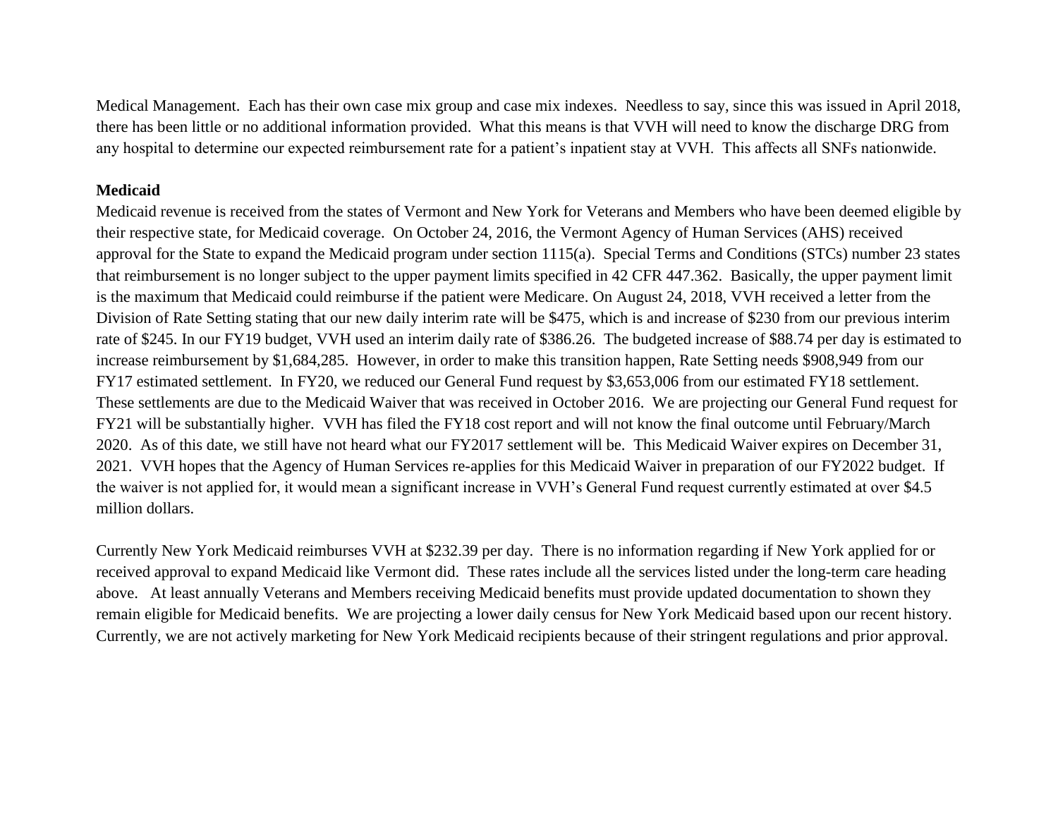Medical Management. Each has their own case mix group and case mix indexes. Needless to say, since this was issued in April 2018, there has been little or no additional information provided. What this means is that VVH will need to know the discharge DRG from any hospital to determine our expected reimbursement rate for a patient's inpatient stay at VVH. This affects all SNFs nationwide.

**Medicaid**

Medicaid revenue is received from the states of Vermont and New York for Veterans and Members who have been deemed eligible by their respective state, for Medicaid coverage. On October 24, 2016, the Vermont Agency of Human Services (AHS) received approval for the State to expand the Medicaid program under section 1115(a). Special Terms and Conditions (STCs) number 23 states that reimbursement is no longer subject to the upper payment limits specified in 42 CFR 447.362. Basically, the upper payment limit is the maximum that Medicaid could reimburse if the patient were Medicare. On August 24, 2018, VVH received a letter from the Division of Rate Setting stating that our new daily interim rate will be $475, which is and increase of $230 from our previous interim rate of $245. In our FY19 budget, VVH used an interim daily rate of $386.26. The budgeted increase of $88.74 per day is estimated to increase reimbursement by $1,684,285. However, in order to make this transition happen, Rate Setting needs $908,949 from our FY17 estimated settlement. In FY20, we reduced our General Fund request by $3,653,006 from our estimated FY18 settlement. These settlements are due to the Medicaid Waiver that was received in October 2016. We are projecting our General Fund request for FY21 will be substantially higher. VVH has filed the FY18 cost report and will not know the final outcome until February/March 2020. As of this date, we still have not heard what our FY2017 settlement will be. This Medicaid Waiver expires on December 31, 2021. VVH hopes that the Agency of Human Services re-applies for this Medicaid Waiver in preparation of our FY2022 budget. If the waiver is not applied for, it would mean a significant increase in VVH's General Fund request currently estimated at over $4.5 million dollars.

Currently New York Medicaid reimburses VVH at $232.39 per day. There is no information regarding if New York applied for or received approval to expand Medicaid like Vermont did. These rates include all the services listed under the long-term care heading above. At least annually Veterans and Members receiving Medicaid benefits must provide updated documentation to shown they remain eligible for Medicaid benefits. We are projecting a lower daily census for New York Medicaid based upon our recent history. Currently, we are not actively marketing for New York Medicaid recipients because of their stringent regulations and prior approval.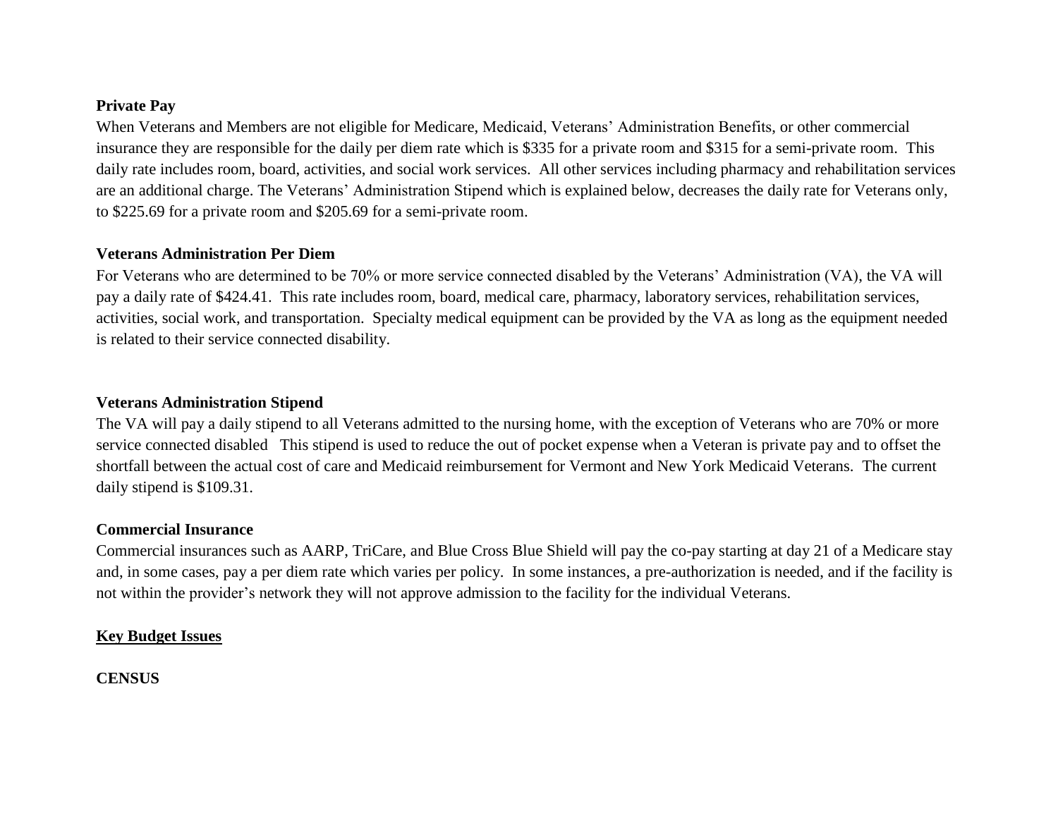**Private Pay**

When Veterans and Members are not eligible for Medicare, Medicaid, Veterans' Administration Benefits, or other commercial insurance they are responsible for the daily per diem rate which is $335 for a private room and $315 for a semi-private room. This daily rate includes room, board, activities, and social work services. All other services including pharmacy and rehabilitation services are an additional charge. The Veterans' Administration Stipend which is explained below, decreases the daily rate for Veterans only, to $225.69 for a private room and $205.69 for a semi-private room.

**Veterans Administration Per Diem**

For Veterans who are determined to be 70% or more service connected disabled by the Veterans' Administration (VA), the VA will pay a daily rate of $424.41. This rate includes room, board, medical care, pharmacy, laboratory services, rehabilitation services, activities, social work, and transportation. Specialty medical equipment can be provided by the VA as long as the equipment needed is related to their service connected disability.

**Veterans Administration Stipend**

The VA will pay a daily stipend to all Veterans admitted to the nursing home, with the exception of Veterans who are 70% or more service connected disabled This stipend is used to reduce the out of pocket expense when a Veteran is private pay and to offset the shortfall between the actual cost of care and Medicaid reimbursement for Vermont and New York Medicaid Veterans. The current daily stipend is $109.31.

**Commercial Insurance**

Commercial insurances such as AARP, TriCare, and Blue Cross Blue Shield will pay the co-pay starting at day 21 of a Medicare stay and, in some cases, pay a per diem rate which varies per policy. In some instances, a pre-authorization is needed, and if the facility is not within the provider's network they will not approve admission to the facility for the individual Veterans.

## Key Budget Issues

**CENSUS**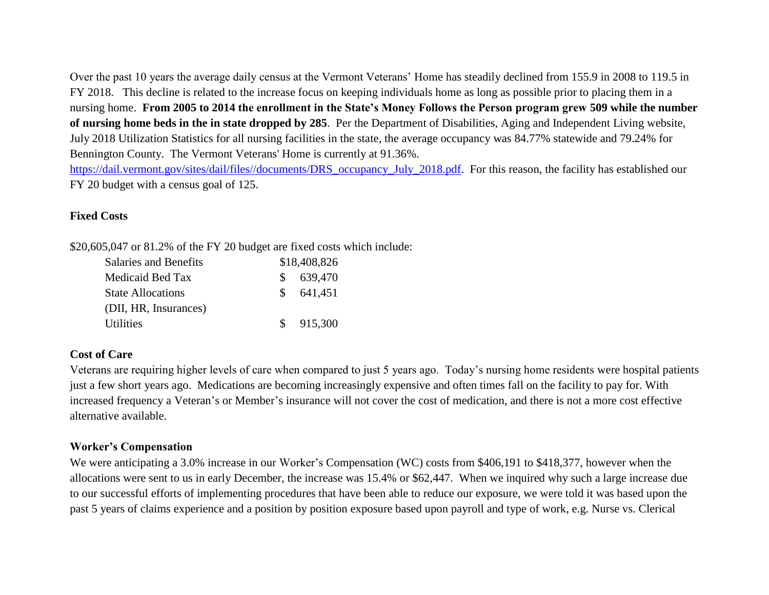Over the past 10 years the average daily census at the Vermont Veterans' Home has steadily declined from 155.9 in 2008 to 119.5 in FY 2018. This decline is related to the increase focus on keeping individuals home as long as possible prior to placing them in a nursing home. **From 2005 to 2014 the enrollment in the State's Money Follows the Person program grew 509 while the number of nursing home beds in the in state dropped by 285**. Per the Department of Disabilities, Aging and Independent Living website, July 2018 Utilization Statistics for all nursing facilities in the state, the average occupancy was 84.77% statewide and 79.24% for Bennington County. The Vermont Veterans' Home is currently at 91.36%. [https://dail.vermont.gov/sites/dail/files//documents/DRS_occupancy_July_2018.pdf](https://dail.vermont.gov/sites/dail/files//documents/DRS_occupancy_July_2018.pdf). For this reason, the facility has established our FY 20 budget with a census goal of 125.

**Fixed Costs**

$20,605,047 or 81.2% of the FY 20 budget are fixed costs which include:

| | |
|---|---|
| Salaries and Benefits | $18,408,826 |
| Medicaid Bed Tax | $ 639,470 |
| State Allocations (DII, HR, Insurances) | $ 641,451 |
| Utilities | $ 915,300 |

**Cost of Care**

Veterans are requiring higher levels of care when compared to just 5 years ago. Today's nursing home residents were hospital patients just a few short years ago. Medications are becoming increasingly expensive and often times fall on the facility to pay for. With increased frequency a Veteran's or Member's insurance will not cover the cost of medication, and there is not a more cost effective alternative available.

**Worker's Compensation**

We were anticipating a 3.0% increase in our Worker's Compensation (WC) costs from $406,191 to $418,377, however when the allocations were sent to us in early December, the increase was 15.4% or $62,447. When we inquired why such a large increase due to our successful efforts of implementing procedures that have been able to reduce our exposure, we were told it was based upon the past 5 years of claims experience and a position by position exposure based upon payroll and type of work, e.g. Nurse vs. Clerical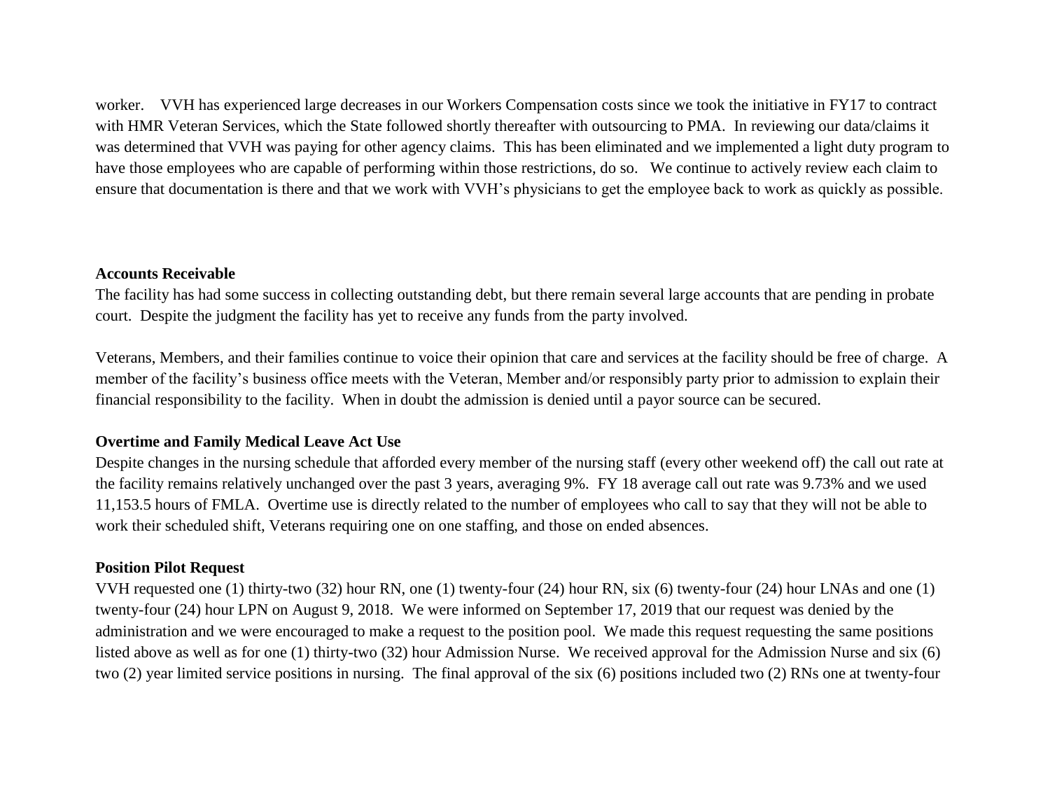worker. VVH has experienced large decreases in our Workers Compensation costs since we took the initiative in FY17 to contract with HMR Veteran Services, which the State followed shortly thereafter with outsourcing to PMA. In reviewing our data/claims it was determined that VVH was paying for other agency claims. This has been eliminated and we implemented a light duty program to have those employees who are capable of performing within those restrictions, do so. We continue to actively review each claim to ensure that documentation is there and that we work with VVH's physicians to get the employee back to work as quickly as possible.

**Accounts Receivable**

The facility has had some success in collecting outstanding debt, but there remain several large accounts that are pending in probate court. Despite the judgment the facility has yet to receive any funds from the party involved.

Veterans, Members, and their families continue to voice their opinion that care and services at the facility should be free of charge. A member of the facility's business office meets with the Veteran, Member and/or responsibly party prior to admission to explain their financial responsibility to the facility. When in doubt the admission is denied until a payor source can be secured.

**Overtime and Family Medical Leave Act Use**

Despite changes in the nursing schedule that afforded every member of the nursing staff (every other weekend off) the call out rate at the facility remains relatively unchanged over the past 3 years, averaging 9%. FY 18 average call out rate was 9.73% and we used 11,153.5 hours of FMLA. Overtime use is directly related to the number of employees who call to say that they will not be able to work their scheduled shift, Veterans requiring one on one staffing, and those on ended absences.

**Position Pilot Request**

VVH requested one (1) thirty-two (32) hour RN, one (1) twenty-four (24) hour RN, six (6) twenty-four (24) hour LNAs and one (1) twenty-four (24) hour LPN on August 9, 2018. We were informed on September 17, 2019 that our request was denied by the administration and we were encouraged to make a request to the position pool. We made this request requesting the same positions listed above as well as for one (1) thirty-two (32) hour Admission Nurse. We received approval for the Admission Nurse and six (6) two (2) year limited service positions in nursing. The final approval of the six (6) positions included two (2) RNs one at twenty-four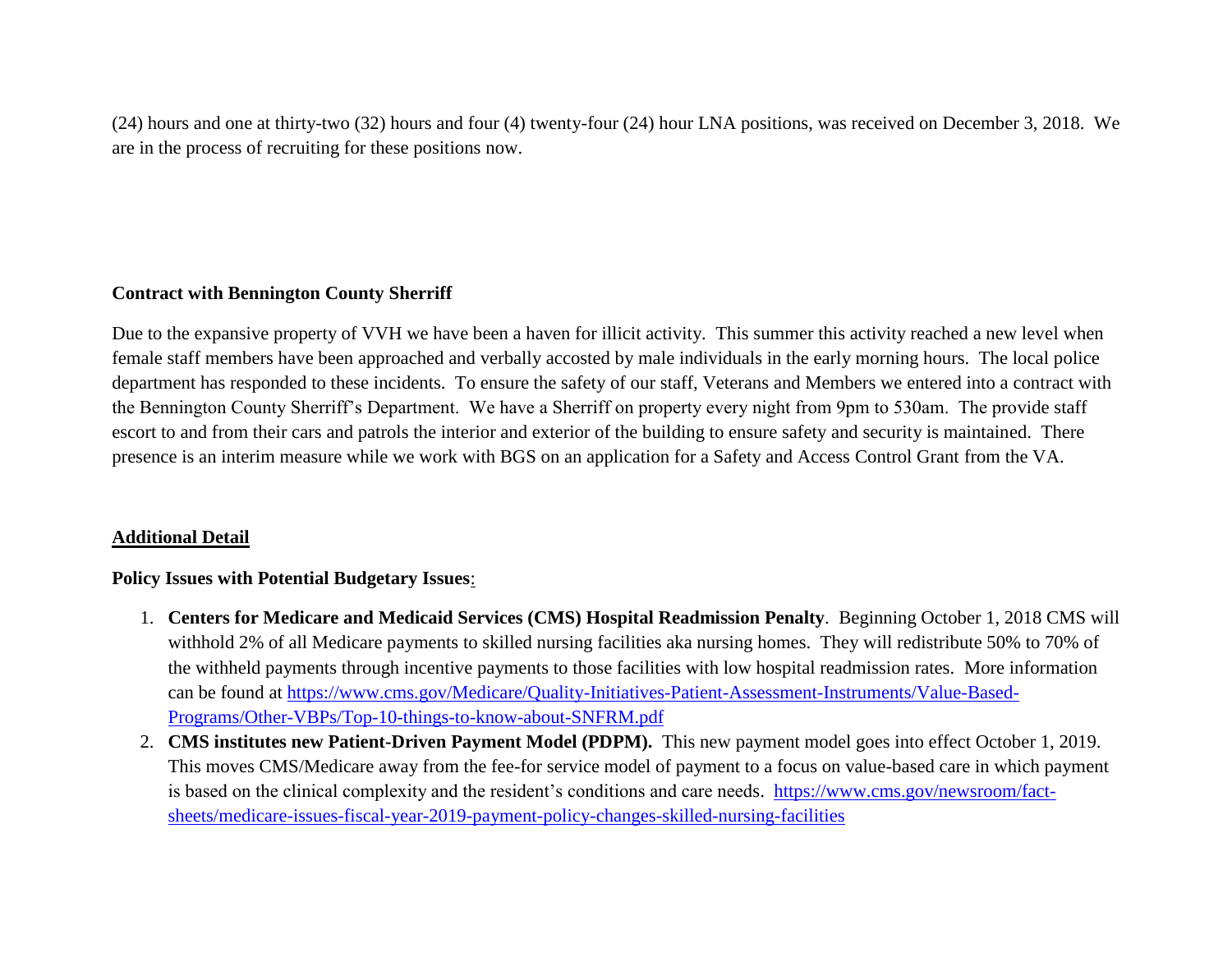(24) hours and one at thirty-two (32) hours and four (4) twenty-four (24) hour LNA positions, was received on December 3, 2018. We are in the process of recruiting for these positions now.

**Contract with Bennington County Sherriff**

Due to the expansive property of VVH we have been a haven for illicit activity. This summer this activity reached a new level when female staff members have been approached and verbally accosted by male individuals in the early morning hours. The local police department has responded to these incidents. To ensure the safety of our staff, Veterans and Members we entered into a contract with the Bennington County Sherriff's Department. We have a Sherriff on property every night from 9pm to 530am. The provide staff escort to and from their cars and patrols the interior and exterior of the building to ensure safety and security is maintained. There presence is an interim measure while we work with BGS on an application for a Safety and Access Control Grant from the VA.

## **Additional Detail**

**Policy Issues with Potential Budgetary Issues**:

1. **Centers for Medicare and Medicaid Services (CMS) Hospital Readmission Penalty**. Beginning October 1, 2018 CMS will withhold 2% of all Medicare payments to skilled nursing facilities aka nursing homes. They will redistribute 50% to 70% of the withheld payments through incentive payments to those facilities with low hospital readmission rates. More information can be found at https://www.cms.gov/Medicare/Quality-Initiatives-Patient-Assessment-Instruments/Value-Based-Programs/Other-VBPs/Top-10-things-to-know-about-SNFRM.pdf
2. **CMS institutes new Patient-Driven Payment Model (PDPM).** This new payment model goes into effect October 1, 2019. This moves CMS/Medicare away from the fee-for service model of payment to a focus on value-based care in which payment is based on the clinical complexity and the resident's conditions and care needs. https://www.cms.gov/newsroom/fact-sheets/medicare-issues-fiscal-year-2019-payment-policy-changes-skilled-nursing-facilities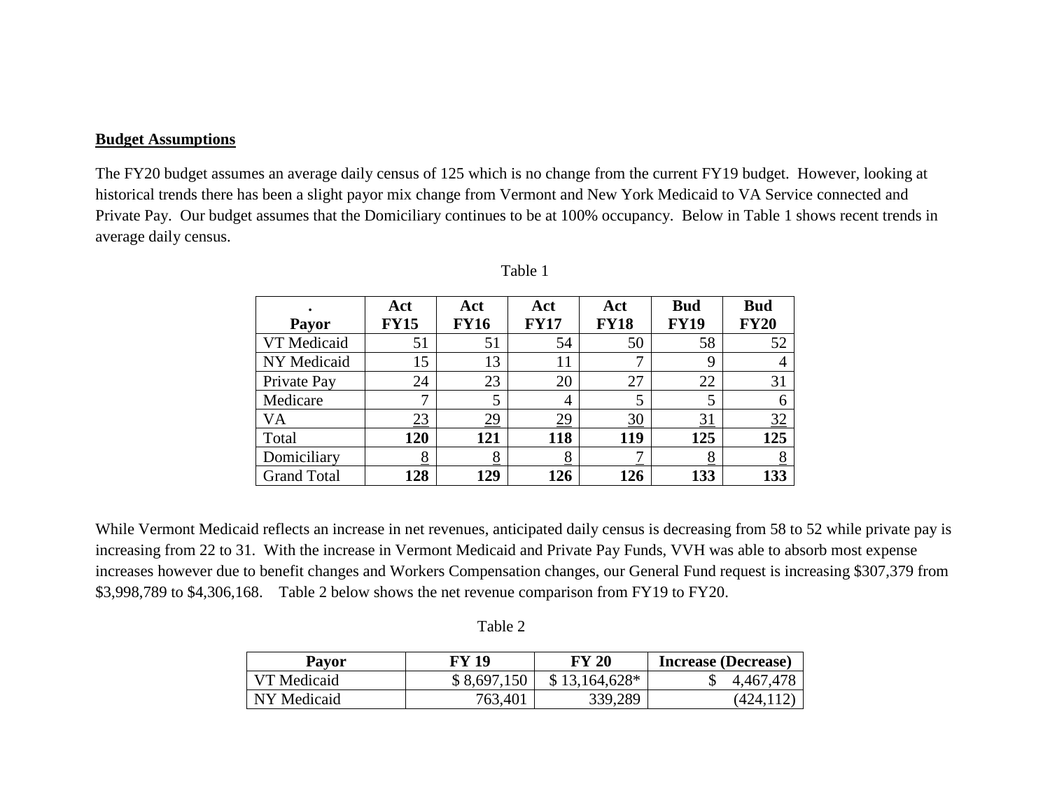**Budget Assumptions**

The FY20 budget assumes an average daily census of 125 which is no change from the current FY19 budget. However, looking at historical trends there has been a slight payor mix change from Vermont and New York Medicaid to VA Service connected and Private Pay. Our budget assumes that the Domiciliary continues to be at 100% occupancy. Below in Table 1 shows recent trends in average daily census.

Table 1

| . Payor | Act FY15 | Act FY16 | Act FY17 | Act FY18 | Bud FY19 | Bud FY20 |
|---|---|---|---|---|---|---|
| VT Medicaid | 51 | 51 | 54 | 50 | 58 | 52 |
| NY Medicaid | 15 | 13 | 11 | 7 | 9 | 4 |
| Private Pay | 24 | 23 | 20 | 27 | 22 | 31 |
| Medicare | 7 | 5 | 4 | 5 | 5 | 6 |
| VA | 23 | 29 | 29 | 30 | 31 | 32 |
| Total | **120** | **121** | **118** | **119** | **125** | **125** |
| Domiciliary | 8 | 8 | 8 | 7 | 8 | 8 |
| Grand Total | **128** | **129** | **126** | **126** | **133** | **133** |

While Vermont Medicaid reflects an increase in net revenues, anticipated daily census is decreasing from 58 to 52 while private pay is increasing from 22 to 31. With the increase in Vermont Medicaid and Private Pay Funds, VVH was able to absorb most expense increases however due to benefit changes and Workers Compensation changes, our General Fund request is increasing $307,379 from $3,998,789 to $4,306,168. Table 2 below shows the net revenue comparison from FY19 to FY20.

Table 2

| Payor | FY 19 | FY 20 | Increase (Decrease) |
|---|---|---|---|
| VT Medicaid | $ 8,697,150 | $ 13,164,628* | $ 4,467,478 |
| NY Medicaid | 763,401 | 339,289 | (424,112) |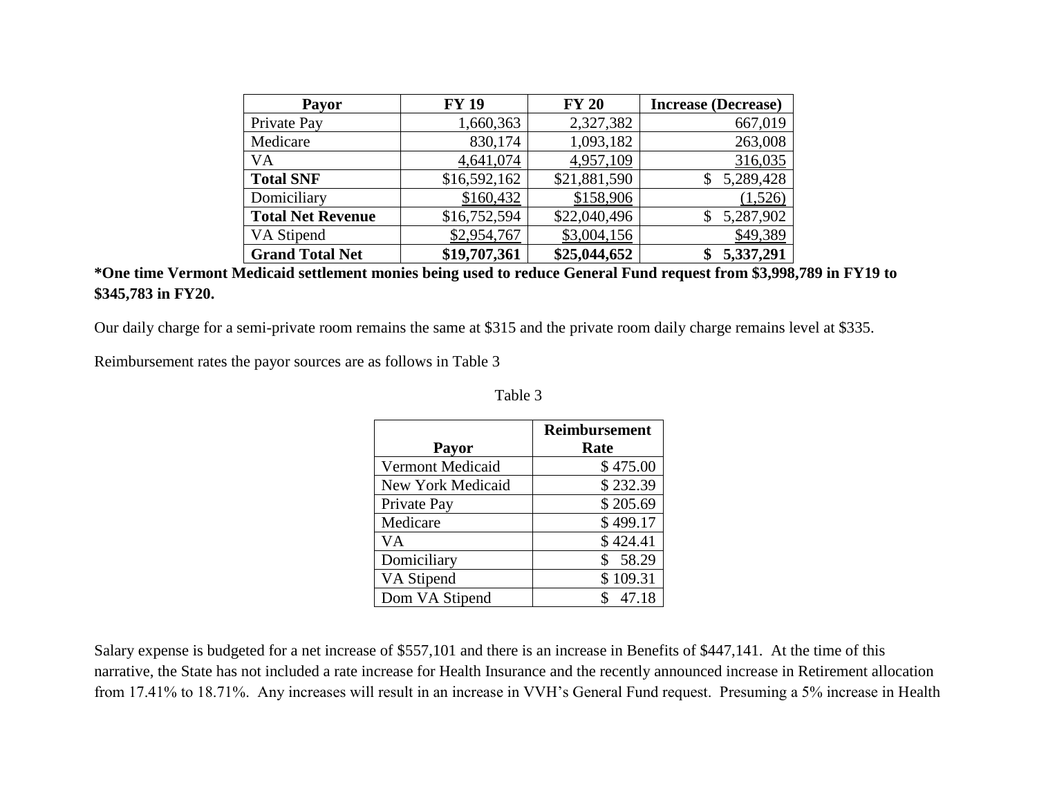| Payor | FY 19 | FY 20 | Increase (Decrease) |
|---|---|---|---|
| Private Pay | 1,660,363 | 2,327,382 | 667,019 |
| Medicare | 830,174 | 1,093,182 | 263,008 |
| VA | 4,641,074 | 4,957,109 | 316,035 |
| **Total SNF** | $16,592,162 | $21,881,590 | $ 5,289,428 |
| Domiciliary | $160,432 | $158,906 | (1,526) |
| **Total Net Revenue** | $16,752,594 | $22,040,496 | $ 5,287,902 |
| VA Stipend | $2,954,767 | $3,004,156 | $49,389 |
| **Grand Total Net** | **$19,707,361** | **$25,044,652** | **$ 5,337,291** |

**\*One time Vermont Medicaid settlement monies being used to reduce General Fund request from $3,998,789 in FY19 to $345,783 in FY20.**

Our daily charge for a semi-private room remains the same at $315 and the private room daily charge remains level at $335.

Reimbursement rates the payor sources are as follows in Table 3

Table 3

| Payor | Reimbursement Rate |
|---|---|
| Vermont Medicaid | $ 475.00 |
| New York Medicaid | $ 232.39 |
| Private Pay | $ 205.69 |
| Medicare | $ 499.17 |
| VA | $ 424.41 |
| Domiciliary | $ 58.29 |
| VA Stipend | $ 109.31 |
| Dom VA Stipend | $ 47.18 |

Salary expense is budgeted for a net increase of $557,101 and there is an increase in Benefits of $447,141. At the time of this narrative, the State has not included a rate increase for Health Insurance and the recently announced increase in Retirement allocation from 17.41% to 18.71%. Any increases will result in an increase in VVH's General Fund request. Presuming a 5% increase in Health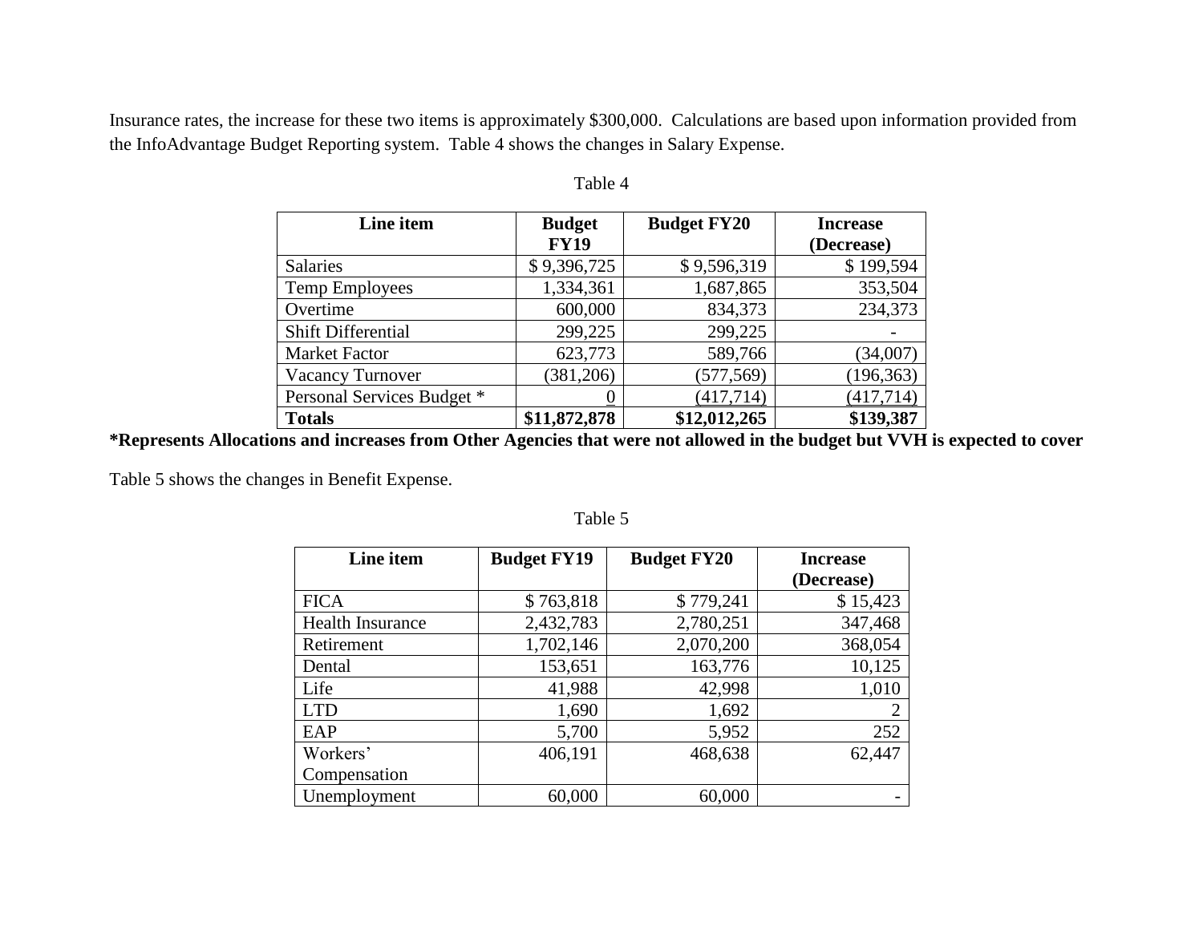Insurance rates, the increase for these two items is approximately $300,000. Calculations are based upon information provided from the InfoAdvantage Budget Reporting system. Table 4 shows the changes in Salary Expense.

Table 4

| Line item | Budget FY19 | Budget FY20 | Increase (Decrease) |
|---|---|---|---|
| Salaries | $ 9,396,725 | $ 9,596,319 | $ 199,594 |
| Temp Employees | 1,334,361 | 1,687,865 | 353,504 |
| Overtime | 600,000 | 834,373 | 234,373 |
| Shift Differential | 299,225 | 299,225 | - |
| Market Factor | 623,773 | 589,766 | (34,007) |
| Vacancy Turnover | (381,206) | (577,569) | (196,363) |
| Personal Services Budget * | 0 | (417,714) | (417,714) |
| **Totals** | **$11,872,878** | **$12,012,265** | **$139,387** |

**\*Represents Allocations and increases from Other Agencies that were not allowed in the budget but VVH is expected to cover**

Table 5 shows the changes in Benefit Expense.

Table 5

| Line item | Budget FY19 | Budget FY20 | Increase (Decrease) |
|---|---|---|---|
| FICA | $ 763,818 | $ 779,241 | $ 15,423 |
| Health Insurance | 2,432,783 | 2,780,251 | 347,468 |
| Retirement | 1,702,146 | 2,070,200 | 368,054 |
| Dental | 153,651 | 163,776 | 10,125 |
| Life | 41,988 | 42,998 | 1,010 |
| LTD | 1,690 | 1,692 | 2 |
| EAP | 5,700 | 5,952 | 252 |
| Workers' Compensation | 406,191 | 468,638 | 62,447 |
| Unemployment | 60,000 | 60,000 | - |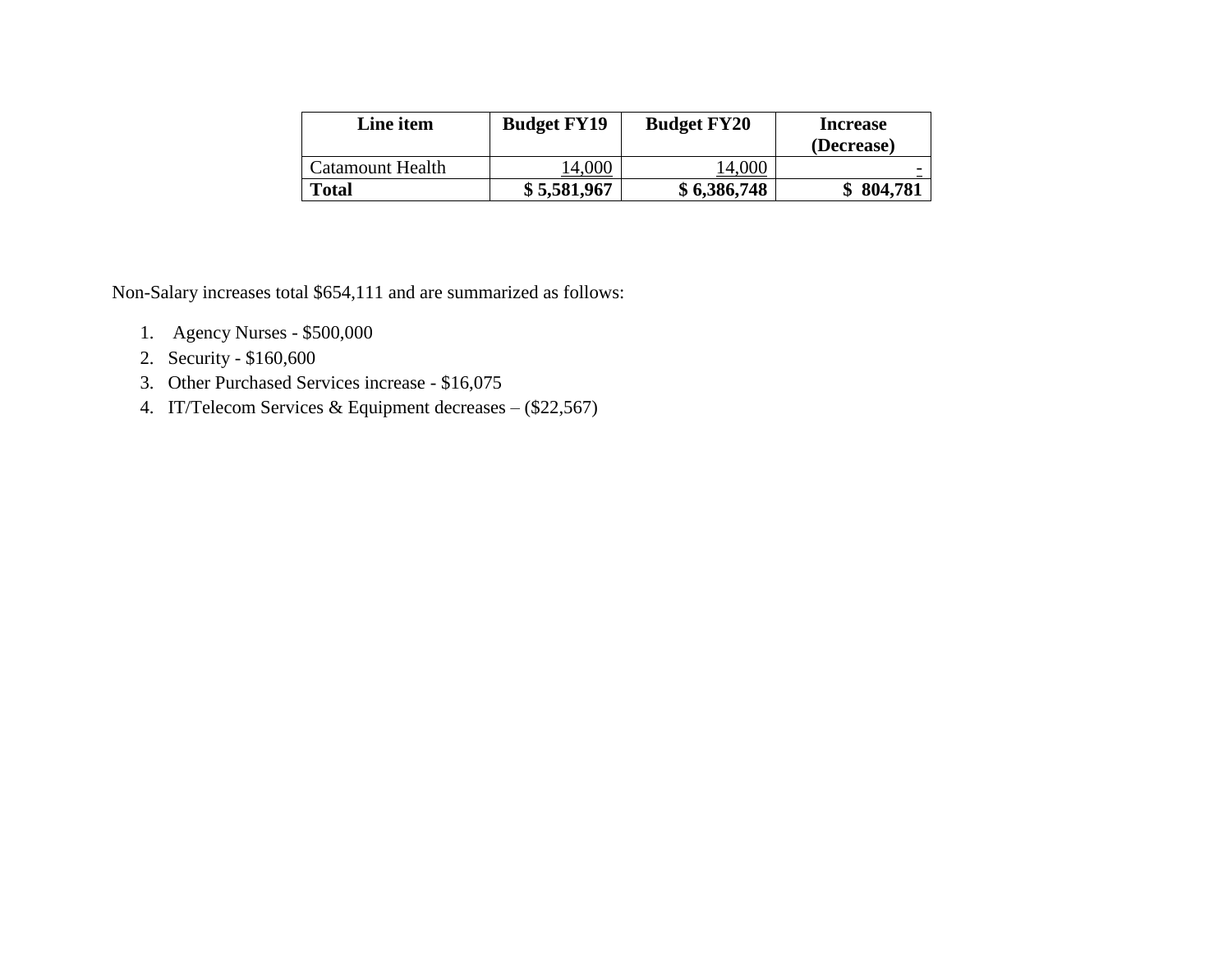| Line item | Budget FY19 | Budget FY20 | Increase (Decrease) |
|---|---|---|---|
| Catamount Health | 14,000 | 14,000 | - |
| **Total** | **$ 5,581,967** | **$ 6,386,748** | **$ 804,781** |

Non-Salary increases total $654,111 and are summarized as follows:

1. Agency Nurses - $500,000
2. Security - $160,600
3. Other Purchased Services increase - $16,075
4. IT/Telecom Services & Equipment decreases – ($22,567)